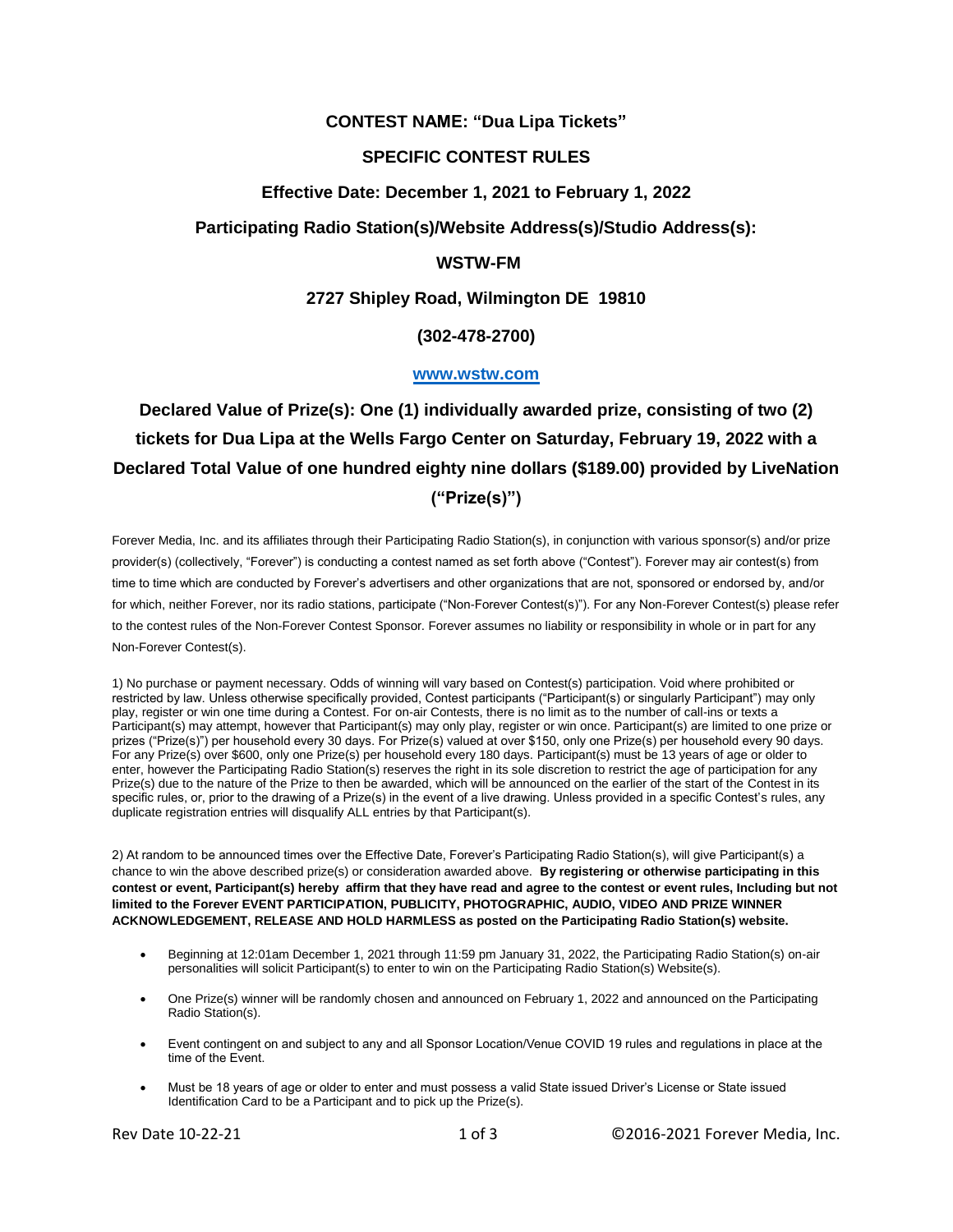# CONTEST NAME: "Dua Lipa Tickets"

## SPECIFIC CONTEST RULES

### Effective Date: December 1, 2021 to February 1, 2022

### Participating Radio Station(s)/Website Address(s)/Studio Address(s):

**WSTW-FM**

**2727 Shipley Road, Wilmington DE 19810**

**(302-478-2700)**

**www.wstw.com**

## Declared Value of Prize(s): One (1) individually awarded prize, consisting of two (2) tickets for Dua Lipa at the Wells Fargo Center on Saturday, February 19, 2022 with a Declared Total Value of one hundred eighty nine dollars ($189.00) provided by LiveNation ("Prize(s)")

Forever Media, Inc. and its affiliates through their Participating Radio Station(s), in conjunction with various sponsor(s) and/or prize provider(s) (collectively, "Forever") is conducting a contest named as set forth above ("Contest"). Forever may air contest(s) from time to time which are conducted by Forever's advertisers and other organizations that are not, sponsored or endorsed by, and/or for which, neither Forever, nor its radio stations, participate ("Non-Forever Contest(s)"). For any Non-Forever Contest(s) please refer to the contest rules of the Non-Forever Contest Sponsor. Forever assumes no liability or responsibility in whole or in part for any Non-Forever Contest(s).

1) No purchase or payment necessary. Odds of winning will vary based on Contest(s) participation. Void where prohibited or restricted by law. Unless otherwise specifically provided, Contest participants ("Participant(s) or singularly Participant") may only play, register or win one time during a Contest. For on-air Contests, there is no limit as to the number of call-ins or texts a Participant(s) may attempt, however that Participant(s) may only play, register or win once. Participant(s) are limited to one prize or prizes ("Prize(s)") per household every 30 days. For Prize(s) valued at over $150, only one Prize(s) per household every 90 days. For any Prize(s) over $600, only one Prize(s) per household every 180 days. Participant(s) must be 13 years of age or older to enter, however the Participating Radio Station(s) reserves the right in its sole discretion to restrict the age of participation for any Prize(s) due to the nature of the Prize to then be awarded, which will be announced on the earlier of the start of the Contest in its specific rules, or, prior to the drawing of a Prize(s) in the event of a live drawing. Unless provided in a specific Contest's rules, any duplicate registration entries will disqualify ALL entries by that Participant(s).

2) At random to be announced times over the Effective Date, Forever's Participating Radio Station(s), will give Participant(s) a chance to win the above described prize(s) or consideration awarded above. **By registering or otherwise participating in this contest or event, Participant(s) hereby affirm that they have read and agree to the contest or event rules, Including but not limited to the Forever EVENT PARTICIPATION, PUBLICITY, PHOTOGRAPHIC, AUDIO, VIDEO AND PRIZE WINNER ACKNOWLEDGEMENT, RELEASE AND HOLD HARMLESS as posted on the Participating Radio Station(s) website.**

- Beginning at 12:01am December 1, 2021 through 11:59 pm January 31, 2022, the Participating Radio Station(s) on-air personalities will solicit Participant(s) to enter to win on the Participating Radio Station(s) Website(s).
- One Prize(s) winner will be randomly chosen and announced on February 1, 2022 and announced on the Participating Radio Station(s).
- Event contingent on and subject to any and all Sponsor Location/Venue COVID 19 rules and regulations in place at the time of the Event.
- Must be 18 years of age or older to enter and must possess a valid State issued Driver's License or State issued Identification Card to be a Participant and to pick up the Prize(s).

Rev Date 10-22-21 ©2016-2021 Forever Media, Inc.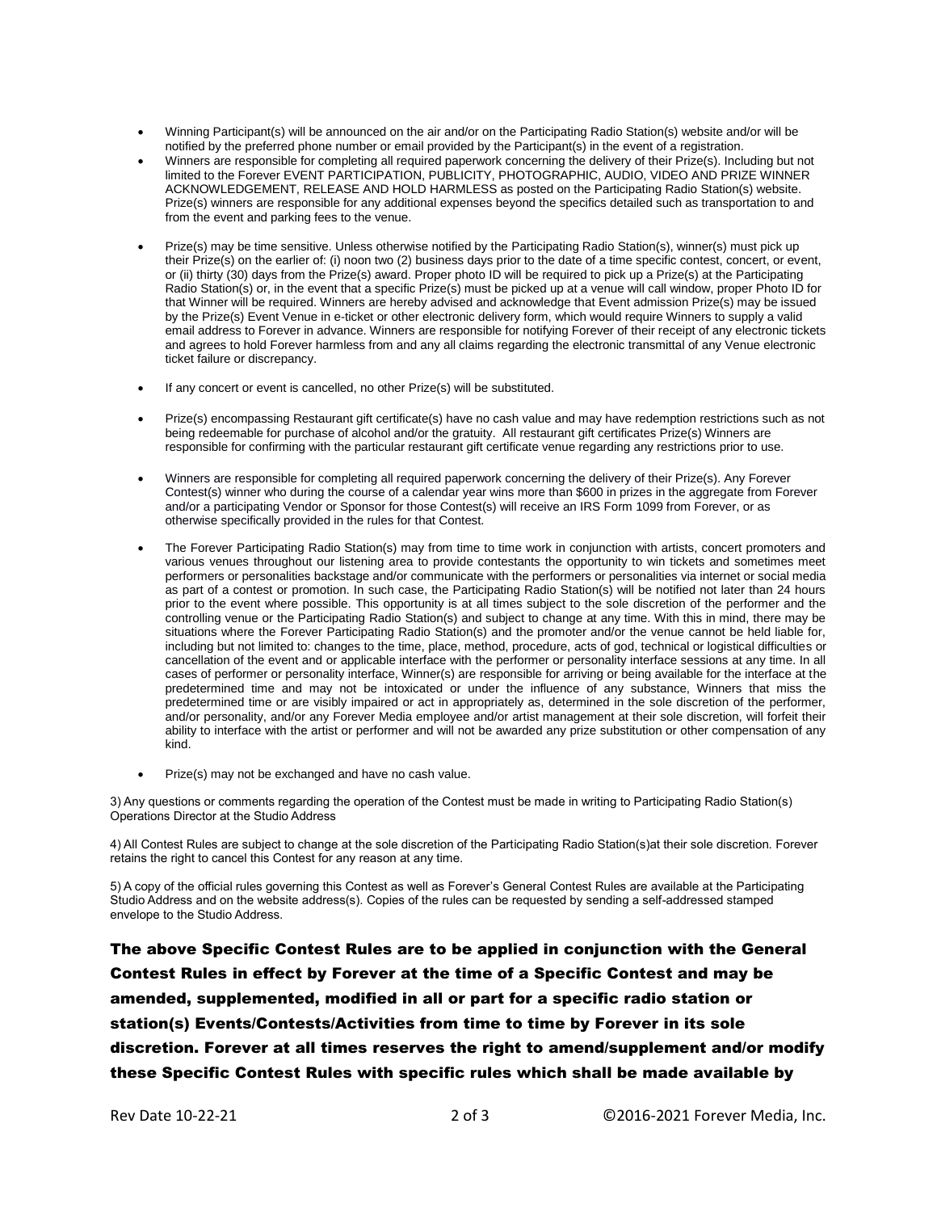- Winning Participant(s) will be announced on the air and/or on the Participating Radio Station(s) website and/or will be notified by the preferred phone number or email provided by the Participant(s) in the event of a registration.
- Winners are responsible for completing all required paperwork concerning the delivery of their Prize(s). Including but not limited to the Forever EVENT PARTICIPATION, PUBLICITY, PHOTOGRAPHIC, AUDIO, VIDEO AND PRIZE WINNER ACKNOWLEDGEMENT, RELEASE AND HOLD HARMLESS as posted on the Participating Radio Station(s) website. Prize(s) winners are responsible for any additional expenses beyond the specifics detailed such as transportation to and from the event and parking fees to the venue.
- Prize(s) may be time sensitive. Unless otherwise notified by the Participating Radio Station(s), winner(s) must pick up their Prize(s) on the earlier of: (i) noon two (2) business days prior to the date of a time specific contest, concert, or event, or (ii) thirty (30) days from the Prize(s) award. Proper photo ID will be required to pick up a Prize(s) at the Participating Radio Station(s) or, in the event that a specific Prize(s) must be picked up at a venue will call window, proper Photo ID for that Winner will be required. Winners are hereby advised and acknowledge that Event admission Prize(s) may be issued by the Prize(s) Event Venue in e-ticket or other electronic delivery form, which would require Winners to supply a valid email address to Forever in advance. Winners are responsible for notifying Forever of their receipt of any electronic tickets and agrees to hold Forever harmless from and any all claims regarding the electronic transmittal of any Venue electronic ticket failure or discrepancy.
- If any concert or event is cancelled, no other Prize(s) will be substituted.
- Prize(s) encompassing Restaurant gift certificate(s) have no cash value and may have redemption restrictions such as not being redeemable for purchase of alcohol and/or the gratuity. All restaurant gift certificates Prize(s) Winners are responsible for confirming with the particular restaurant gift certificate venue regarding any restrictions prior to use.
- Winners are responsible for completing all required paperwork concerning the delivery of their Prize(s). Any Forever Contest(s) winner who during the course of a calendar year wins more than $600 in prizes in the aggregate from Forever and/or a participating Vendor or Sponsor for those Contest(s) will receive an IRS Form 1099 from Forever, or as otherwise specifically provided in the rules for that Contest.
- The Forever Participating Radio Station(s) may from time to time work in conjunction with artists, concert promoters and various venues throughout our listening area to provide contestants the opportunity to win tickets and sometimes meet performers or personalities backstage and/or communicate with the performers or personalities via internet or social media as part of a contest or promotion. In such case, the Participating Radio Station(s) will be notified not later than 24 hours prior to the event where possible. This opportunity is at all times subject to the sole discretion of the performer and the controlling venue or the Participating Radio Station(s) and subject to change at any time. With this in mind, there may be situations where the Forever Participating Radio Station(s) and the promoter and/or the venue cannot be held liable for, including but not limited to: changes to the time, place, method, procedure, acts of god, technical or logistical difficulties or cancellation of the event and or applicable interface with the performer or personality interface sessions at any time. In all cases of performer or personality interface, Winner(s) are responsible for arriving or being available for the interface at the predetermined time and may not be intoxicated or under the influence of any substance, Winners that miss the predetermined time or are visibly impaired or act in appropriately as, determined in the sole discretion of the performer, and/or personality, and/or any Forever Media employee and/or artist management at their sole discretion, will forfeit their ability to interface with the artist or performer and will not be awarded any prize substitution or other compensation of any kind.
- Prize(s) may not be exchanged and have no cash value.

3) Any questions or comments regarding the operation of the Contest must be made in writing to Participating Radio Station(s) Operations Director at the Studio Address

4) All Contest Rules are subject to change at the sole discretion of the Participating Radio Station(s)at their sole discretion. Forever retains the right to cancel this Contest for any reason at any time.

5) A copy of the official rules governing this Contest as well as Forever's General Contest Rules are available at the Participating Studio Address and on the website address(s). Copies of the rules can be requested by sending a self-addressed stamped envelope to the Studio Address.

**The above Specific Contest Rules are to be applied in conjunction with the General Contest Rules in effect by Forever at the time of a Specific Contest and may be amended, supplemented, modified in all or part for a specific radio station or station(s) Events/Contests/Activities from time to time by Forever in its sole discretion. Forever at all times reserves the right to amend/supplement and/or modify these Specific Contest Rules with specific rules which shall be made available by**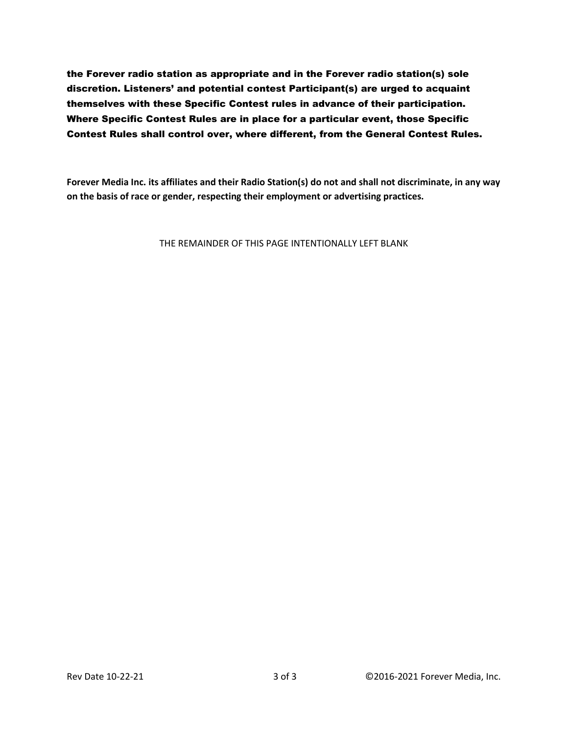**the Forever radio station as appropriate and in the Forever radio station(s) sole discretion. Listeners' and potential contest Participant(s) are urged to acquaint themselves with these Specific Contest rules in advance of their participation. Where Specific Contest Rules are in place for a particular event, those Specific Contest Rules shall control over, where different, from the General Contest Rules.**

**Forever Media Inc. its affiliates and their Radio Station(s) do not and shall not discriminate, in any way on the basis of race or gender, respecting their employment or advertising practices.**

THE REMAINDER OF THIS PAGE INTENTIONALLY LEFT BLANK